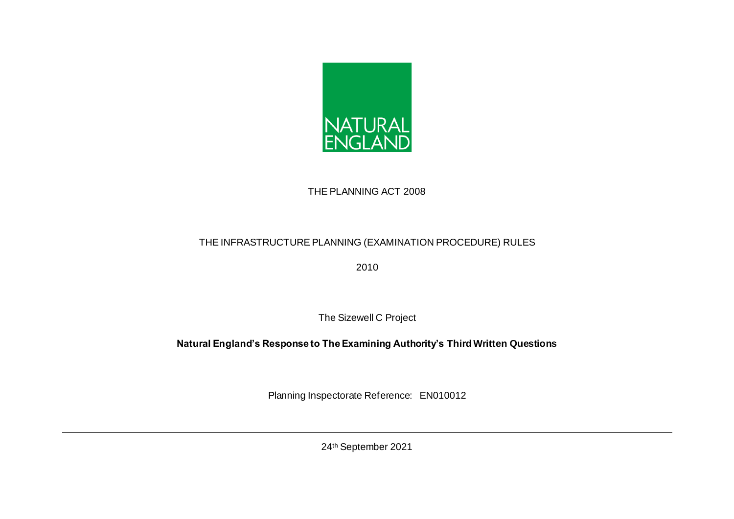NATURAL ENGLAND

THE PLANNING ACT 2008

THE INFRASTRUCTURE PLANNING (EXAMINATION PROCEDURE) RULES

2010

The Sizewell C Project

**Natural England's Response to The Examining Authority's Third Written Questions**

Planning Inspectorate Reference: EN010012

---

24th September 2021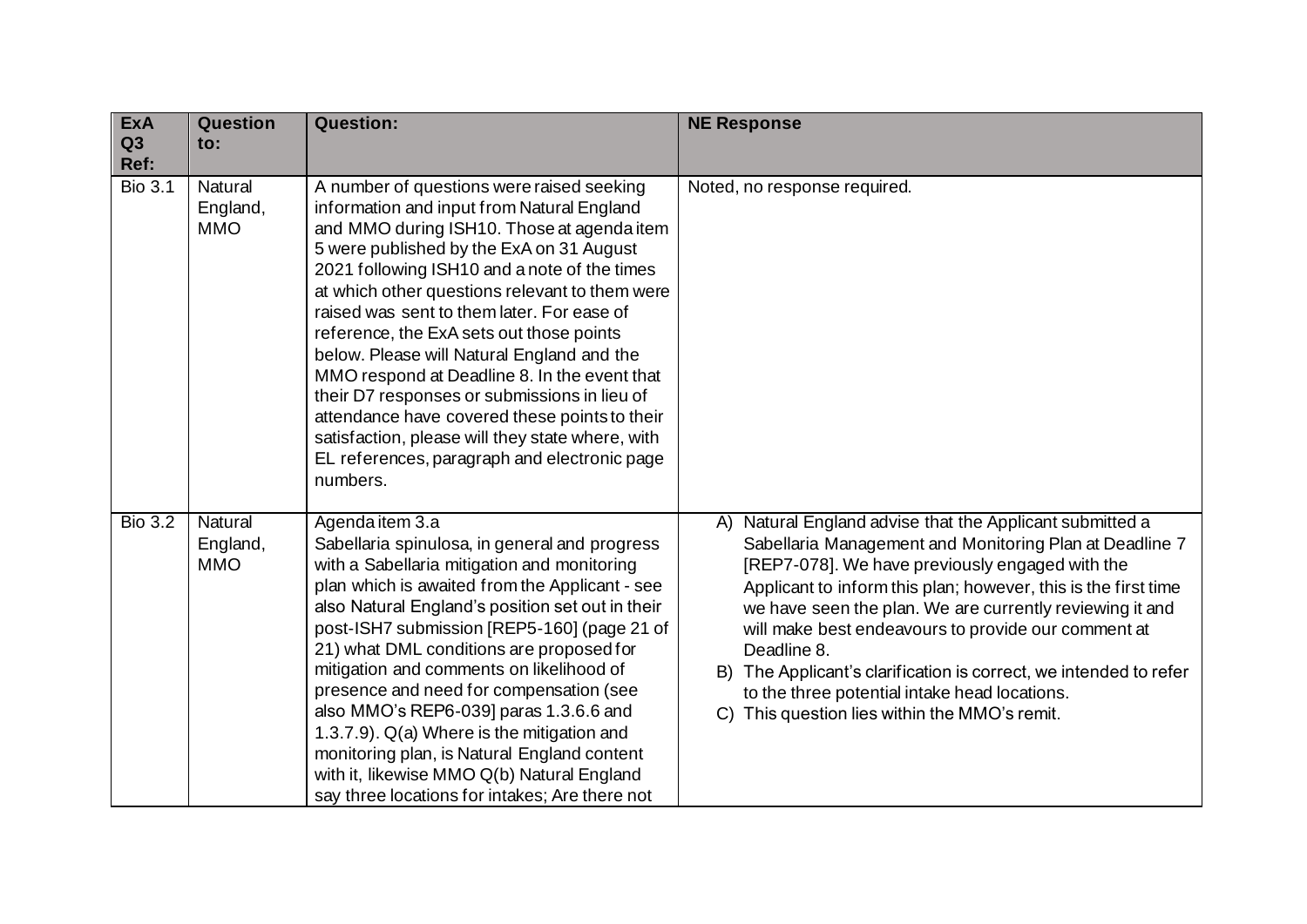| ExA Q3 Ref: | Question to: | Question: | NE Response |
|---|---|---|---|
| Bio 3.1 | Natural England, MMO | A number of questions were raised seeking information and input from Natural England and MMO during ISH10. Those at agenda item 5 were published by the ExA on 31 August 2021 following ISH10 and a note of the times at which other questions relevant to them were raised was sent to them later. For ease of reference, the ExA sets out those points below. Please will Natural England and the MMO respond at Deadline 8. In the event that their D7 responses or submissions in lieu of attendance have covered these points to their satisfaction, please will they state where, with EL references, paragraph and electronic page numbers. | Noted, no response required. |
| Bio 3.2 | Natural England, MMO | Agenda item 3.a<br>Sabellaria spinulosa, in general and progress with a Sabellaria mitigation and monitoring plan which is awaited from the Applicant - see also Natural England's position set out in their post-ISH7 submission [REP5-160] (page 21 of 21) what DML conditions are proposed for mitigation and comments on likelihood of presence and need for compensation (see also MMO's REP6-039] paras 1.3.6.6 and 1.3.7.9). Q(a) Where is the mitigation and monitoring plan, is Natural England content with it, likewise MMO Q(b) Natural England say three locations for intakes; Are there not | A) Natural England advise that the Applicant submitted a Sabellaria Management and Monitoring Plan at Deadline 7 [REP7-078]. We have previously engaged with the Applicant to inform this plan; however, this is the first time we have seen the plan. We are currently reviewing it and will make best endeavours to provide our comment at Deadline 8.<br>B) The Applicant's clarification is correct, we intended to refer to the three potential intake head locations.<br>C) This question lies within the MMO's remit. |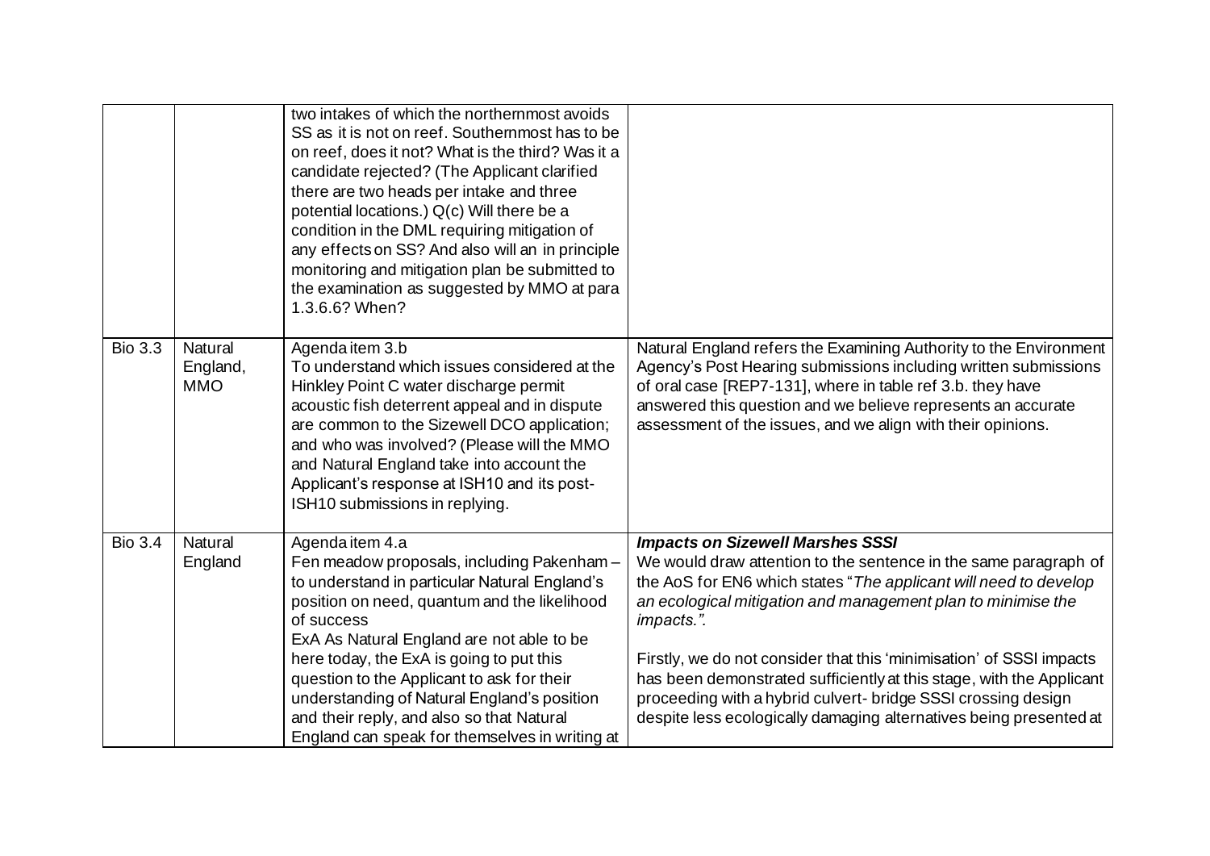| | | | |
|---|---|---|---|
| | | two intakes of which the northernmost avoids SS as it is not on reef. Southernmost has to be on reef, does it not? What is the third? Was it a candidate rejected? (The Applicant clarified there are two heads per intake and three potential locations.) Q(c) Will there be a condition in the DML requiring mitigation of any effects on SS? And also will an in principle monitoring and mitigation plan be submitted to the examination as suggested by MMO at para 1.3.6.6? When? | |
| Bio 3.3 | Natural England, MMO | Agenda item 3.b<br>To understand which issues considered at the Hinkley Point C water discharge permit acoustic fish deterrent appeal and in dispute are common to the Sizewell DCO application; and who was involved? (Please will the MMO and Natural England take into account the Applicant's response at ISH10 and its post-ISH10 submissions in replying. | Natural England refers the Examining Authority to the Environment Agency's Post Hearing submissions including written submissions of oral case [REP7-131], where in table ref 3.b. they have answered this question and we believe represents an accurate assessment of the issues, and we align with their opinions. |
| Bio 3.4 | Natural England | Agenda item 4.a<br>Fen meadow proposals, including Pakenham – to understand in particular Natural England's position on need, quantum and the likelihood of success<br>ExA As Natural England are not able to be here today, the ExA is going to put this question to the Applicant to ask for their understanding of Natural England's position and their reply, and also so that Natural England can speak for themselves in writing at | ***Impacts on Sizewell Marshes SSSI***<br>We would draw attention to the sentence in the same paragraph of the AoS for EN6 which states "*The applicant will need to develop an ecological mitigation and management plan to minimise the impacts.*".<br><br>Firstly, we do not consider that this 'minimisation' of SSSI impacts has been demonstrated sufficiently at this stage, with the Applicant proceeding with a hybrid culvert- bridge SSSI crossing design despite less ecologically damaging alternatives being presented at |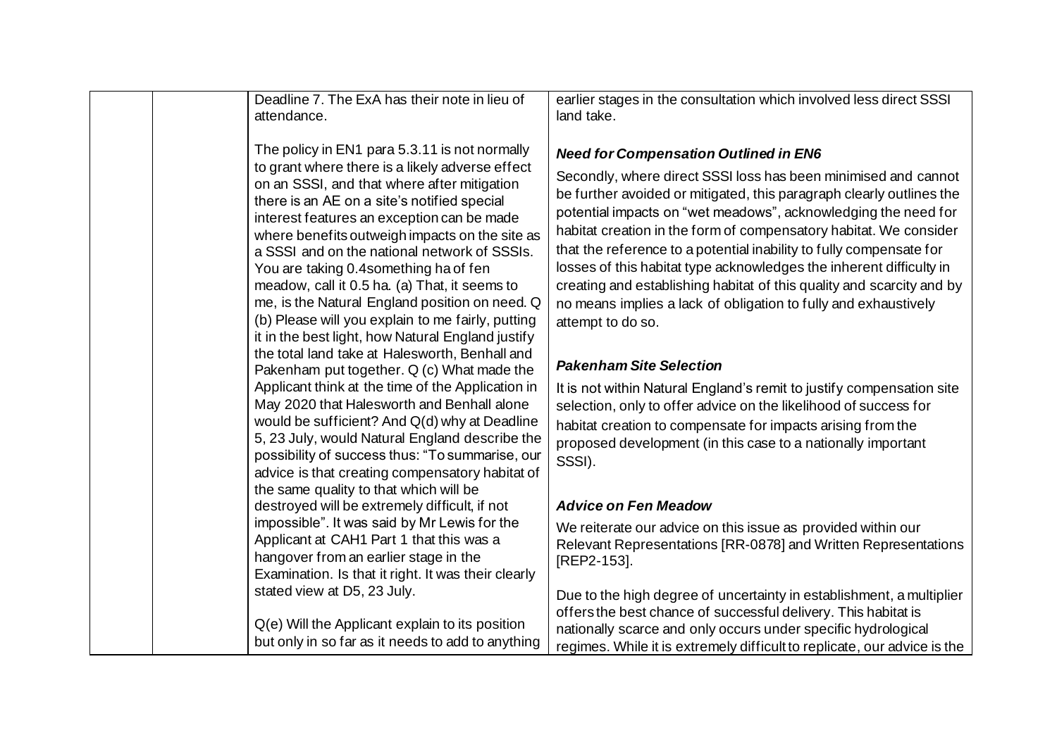| | | | |
|---|---|---|---|
| | | Deadline 7. The ExA has their note in lieu of attendance.<br><br>The policy in EN1 para 5.3.11 is not normally to grant where there is a likely adverse effect on an SSSI, and that where after mitigation there is an AE on a site's notified special interest features an exception can be made where benefits outweigh impacts on the site as a SSSI and on the national network of SSSIs. You are taking 0.4something ha of fen meadow, call it 0.5 ha. (a) That, it seems to me, is the Natural England position on need. Q (b) Please will you explain to me fairly, putting it in the best light, how Natural England justify the total land take at Halesworth, Benhall and Pakenham put together. Q (c) What made the Applicant think at the time of the Application in May 2020 that Halesworth and Benhall alone would be sufficient? And Q(d) why at Deadline 5, 23 July, would Natural England describe the possibility of success thus: "To summarise, our advice is that creating compensatory habitat of the same quality to that which will be destroyed will be extremely difficult, if not impossible". It was said by Mr Lewis for the Applicant at CAH1 Part 1 that this was a hangover from an earlier stage in the Examination. Is that it right. It was their clearly stated view at D5, 23 July.<br><br>Q(e) Will the Applicant explain to its position but only in so far as it needs to add to anything | earlier stages in the consultation which involved less direct SSSI land take.<br><br>***Need for Compensation Outlined in EN6***<br><br>Secondly, where direct SSSI loss has been minimised and cannot be further avoided or mitigated, this paragraph clearly outlines the potential impacts on "wet meadows", acknowledging the need for habitat creation in the form of compensatory habitat. We consider that the reference to a potential inability to fully compensate for losses of this habitat type acknowledges the inherent difficulty in creating and establishing habitat of this quality and scarcity and by no means implies a lack of obligation to fully and exhaustively attempt to do so.<br><br>***Pakenham Site Selection***<br><br>It is not within Natural England's remit to justify compensation site selection, only to offer advice on the likelihood of success for habitat creation to compensate for impacts arising from the proposed development (in this case to a nationally important SSSI).<br><br>***Advice on Fen Meadow***<br><br>We reiterate our advice on this issue as provided within our Relevant Representations [RR-0878] and Written Representations [REP2-153].<br><br>Due to the high degree of uncertainty in establishment, a multiplier offers the best chance of successful delivery. This habitat is nationally scarce and only occurs under specific hydrological regimes. While it is extremely difficult to replicate, our advice is the |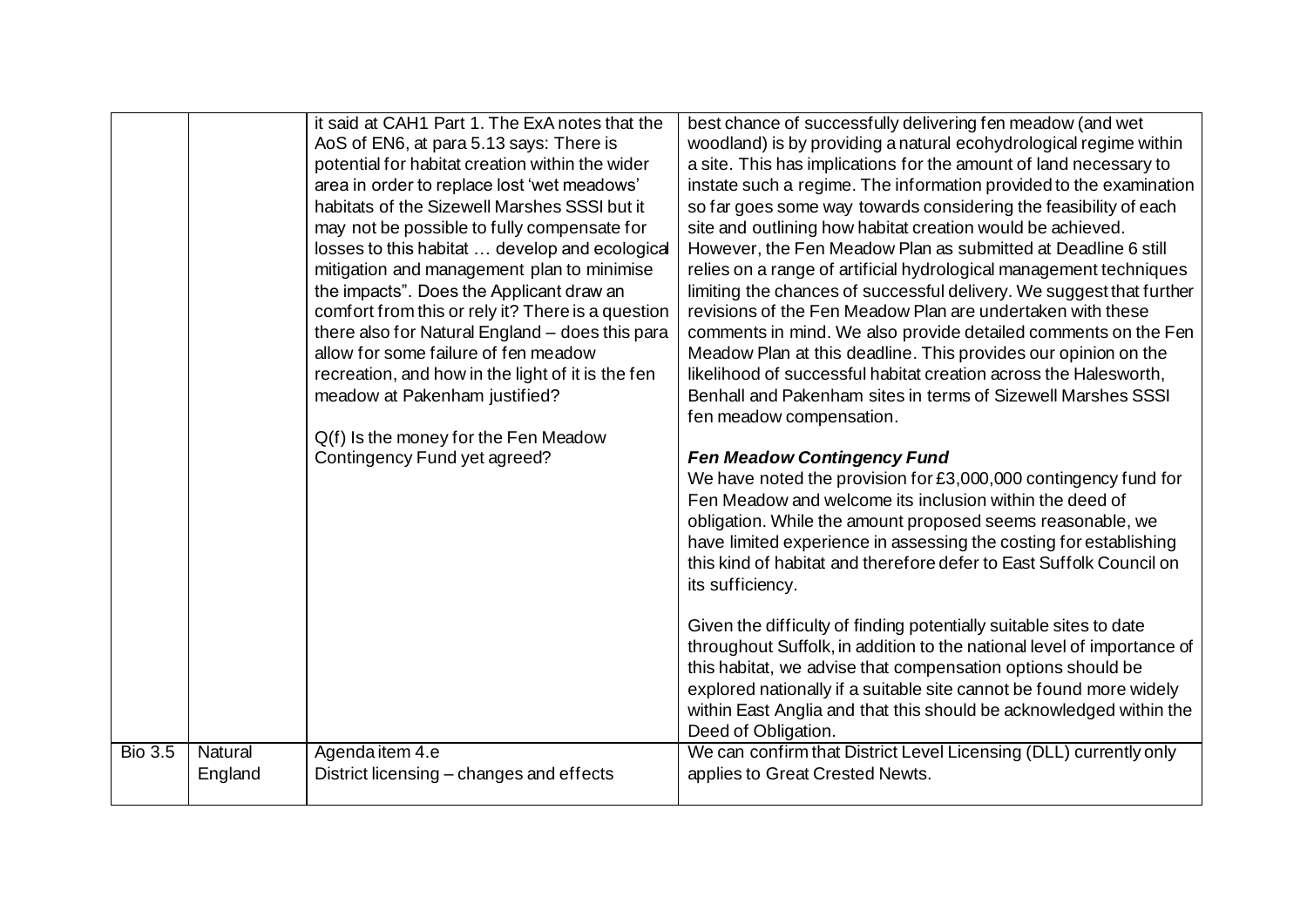| | | | |
|---|---|---|---|
| | | it said at CAH1 Part 1. The ExA notes that the AoS of EN6, at para 5.13 says: There is potential for habitat creation within the wider area in order to replace lost 'wet meadows' habitats of the Sizewell Marshes SSSI but it may not be possible to fully compensate for losses to this habitat … develop and ecological mitigation and management plan to minimise the impacts". Does the Applicant draw an comfort from this or rely it? There is a question there also for Natural England – does this para allow for some failure of fen meadow recreation, and how in the light of it is the fen meadow at Pakenham justified?<br><br>Q(f) Is the money for the Fen Meadow Contingency Fund yet agreed? | best chance of successfully delivering fen meadow (and wet woodland) is by providing a natural ecohydrological regime within a site. This has implications for the amount of land necessary to instate such a regime. The information provided to the examination so far goes some way towards considering the feasibility of each site and outlining how habitat creation would be achieved. However, the Fen Meadow Plan as submitted at Deadline 6 still relies on a range of artificial hydrological management techniques limiting the chances of successful delivery. We suggest that further revisions of the Fen Meadow Plan are undertaken with these comments in mind. We also provide detailed comments on the Fen Meadow Plan at this deadline. This provides our opinion on the likelihood of successful habitat creation across the Halesworth, Benhall and Pakenham sites in terms of Sizewell Marshes SSSI fen meadow compensation.<br><br>***Fen Meadow Contingency Fund***<br>We have noted the provision for £3,000,000 contingency fund for Fen Meadow and welcome its inclusion within the deed of obligation. While the amount proposed seems reasonable, we have limited experience in assessing the costing for establishing this kind of habitat and therefore defer to East Suffolk Council on its sufficiency.<br><br>Given the difficulty of finding potentially suitable sites to date throughout Suffolk, in addition to the national level of importance of this habitat, we advise that compensation options should be explored nationally if a suitable site cannot be found more widely within East Anglia and that this should be acknowledged within the Deed of Obligation. |
| Bio 3.5 | Natural England | Agenda item 4.e<br>District licensing – changes and effects | We can confirm that District Level Licensing (DLL) currently only applies to Great Crested Newts. |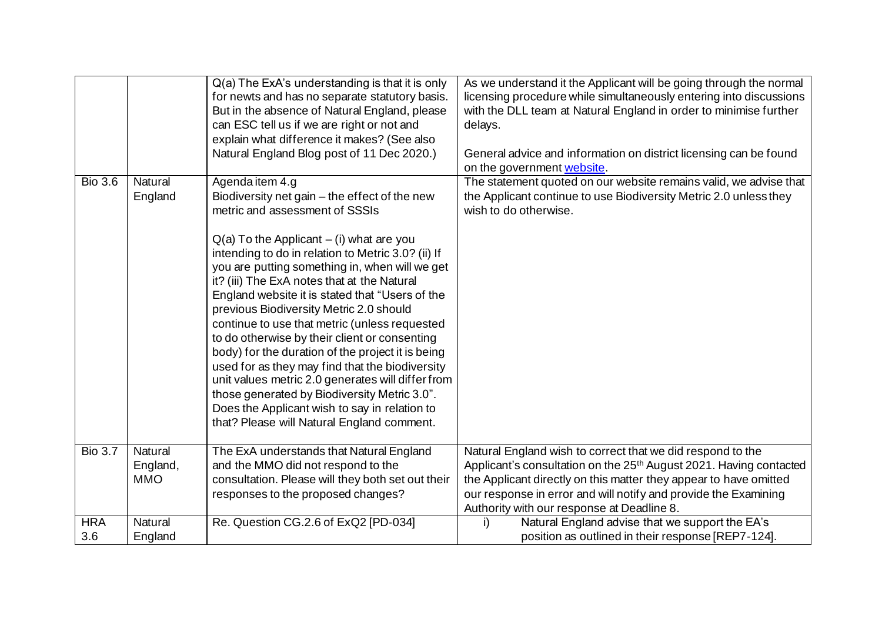|  |  |  |  |
| --- | --- | --- | --- |
|  |  | Q(a) The ExA's understanding is that it is only for newts and has no separate statutory basis. But in the absence of Natural England, please can ESC tell us if we are right or not and explain what difference it makes? (See also Natural England Blog post of 11 Dec 2020.) | As we understand it the Applicant will be going through the normal licensing procedure while simultaneously entering into discussions with the DLL team at Natural England in order to minimise further delays.<br><br>General advice and information on district licensing can be found on the government website. |
| Bio 3.6 | Natural England | Agenda item 4.g<br>Biodiversity net gain – the effect of the new metric and assessment of SSSIs<br><br>Q(a) To the Applicant – (i) what are you intending to do in relation to Metric 3.0? (ii) If you are putting something in, when will we get it? (iii) The ExA notes that at the Natural England website it is stated that "Users of the previous Biodiversity Metric 2.0 should continue to use that metric (unless requested to do otherwise by their client or consenting body) for the duration of the project it is being used for as they may find that the biodiversity unit values metric 2.0 generates will differ from those generated by Biodiversity Metric 3.0". Does the Applicant wish to say in relation to that? Please will Natural England comment. | The statement quoted on our website remains valid, we advise that the Applicant continue to use Biodiversity Metric 2.0 unless they wish to do otherwise. |
| Bio 3.7 | Natural England, MMO | The ExA understands that Natural England and the MMO did not respond to the consultation. Please will they both set out their responses to the proposed changes? | Natural England wish to correct that we did respond to the Applicant's consultation on the 25th August 2021. Having contacted the Applicant directly on this matter they appear to have omitted our response in error and will notify and provide the Examining Authority with our response at Deadline 8. |
| HRA 3.6 | Natural England | Re. Question CG.2.6 of ExQ2 [PD-034] | i) Natural England advise that we support the EA's position as outlined in their response [REP7-124]. |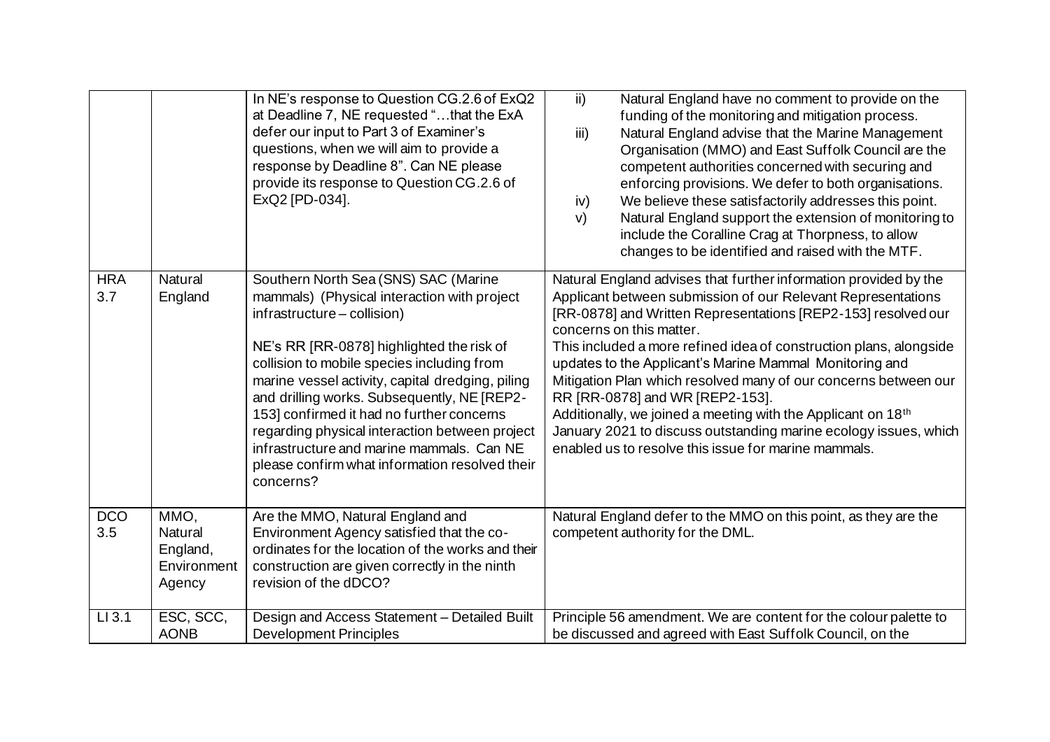| | | | |
|---|---|---|---|
| | | In NE's response to Question CG.2.6 of ExQ2 at Deadline 7, NE requested "…that the ExA defer our input to Part 3 of Examiner's questions, when we will aim to provide a response by Deadline 8". Can NE please provide its response to Question CG.2.6 of ExQ2 [PD-034]. | ii) Natural England have no comment to provide on the funding of the monitoring and mitigation process.<br>iii) Natural England advise that the Marine Management Organisation (MMO) and East Suffolk Council are the competent authorities concerned with securing and enforcing provisions. We defer to both organisations.<br>iv) We believe these satisfactorily addresses this point.<br>v) Natural England support the extension of monitoring to include the Coralline Crag at Thorpness, to allow changes to be identified and raised with the MTF. |
| HRA 3.7 | Natural England | Southern North Sea (SNS) SAC (Marine mammals) (Physical interaction with project infrastructure – collision)<br><br>NE's RR [RR-0878] highlighted the risk of collision to mobile species including from marine vessel activity, capital dredging, piling and drilling works. Subsequently, NE [REP2-153] confirmed it had no further concerns regarding physical interaction between project infrastructure and marine mammals. Can NE please confirm what information resolved their concerns? | Natural England advises that further information provided by the Applicant between submission of our Relevant Representations [RR-0878] and Written Representations [REP2-153] resolved our concerns on this matter.<br>This included a more refined idea of construction plans, alongside updates to the Applicant's Marine Mammal Monitoring and Mitigation Plan which resolved many of our concerns between our RR [RR-0878] and WR [REP2-153].<br>Additionally, we joined a meeting with the Applicant on 18th January 2021 to discuss outstanding marine ecology issues, which enabled us to resolve this issue for marine mammals. |
| DCO 3.5 | MMO, Natural England, Environment Agency | Are the MMO, Natural England and Environment Agency satisfied that the co-ordinates for the location of the works and their construction are given correctly in the ninth revision of the dDCO? | Natural England defer to the MMO on this point, as they are the competent authority for the DML. |
| LI 3.1 | ESC, SCC, AONB | Design and Access Statement – Detailed Built Development Principles | Principle 56 amendment. We are content for the colour palette to be discussed and agreed with East Suffolk Council, on the |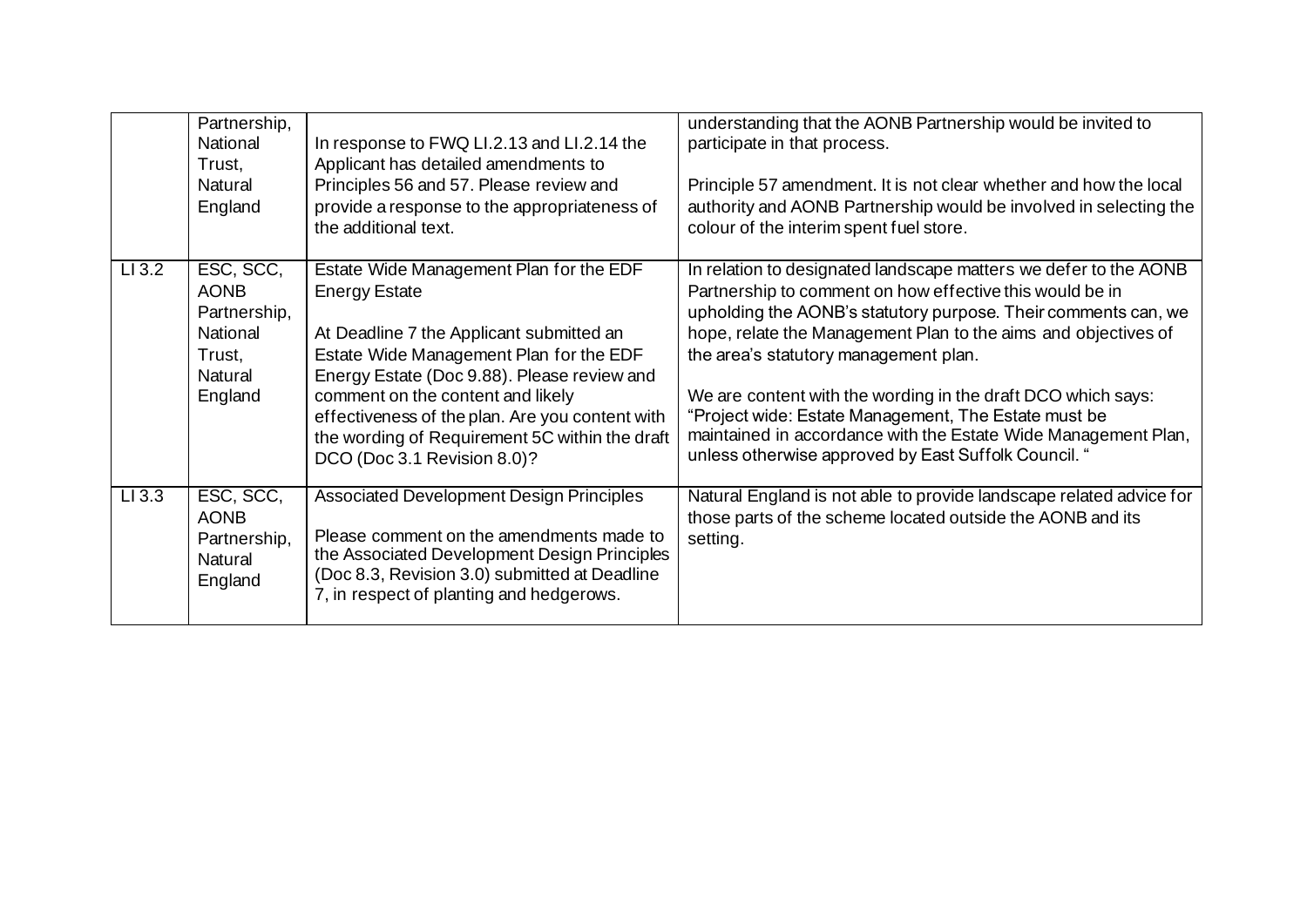| | | | |
|---|---|---|---|
| | Partnership, National Trust, Natural England | In response to FWQ LI.2.13 and LI.2.14 the Applicant has detailed amendments to Principles 56 and 57. Please review and provide a response to the appropriateness of the additional text. | understanding that the AONB Partnership would be invited to participate in that process.<br><br>Principle 57 amendment. It is not clear whether and how the local authority and AONB Partnership would be involved in selecting the colour of the interim spent fuel store. |
| LI 3.2 | ESC, SCC, AONB Partnership, National Trust, Natural England | Estate Wide Management Plan for the EDF Energy Estate<br><br>At Deadline 7 the Applicant submitted an Estate Wide Management Plan for the EDF Energy Estate (Doc 9.88). Please review and comment on the content and likely effectiveness of the plan. Are you content with the wording of Requirement 5C within the draft DCO (Doc 3.1 Revision 8.0)? | In relation to designated landscape matters we defer to the AONB Partnership to comment on how effective this would be in upholding the AONB's statutory purpose. Their comments can, we hope, relate the Management Plan to the aims and objectives of the area's statutory management plan.<br><br>We are content with the wording in the draft DCO which says: "Project wide: Estate Management, The Estate must be maintained in accordance with the Estate Wide Management Plan, unless otherwise approved by East Suffolk Council. " |
| LI 3.3 | ESC, SCC, AONB Partnership, Natural England | Associated Development Design Principles<br><br>Please comment on the amendments made to the Associated Development Design Principles (Doc 8.3, Revision 3.0) submitted at Deadline 7, in respect of planting and hedgerows. | Natural England is not able to provide landscape related advice for those parts of the scheme located outside the AONB and its setting. |